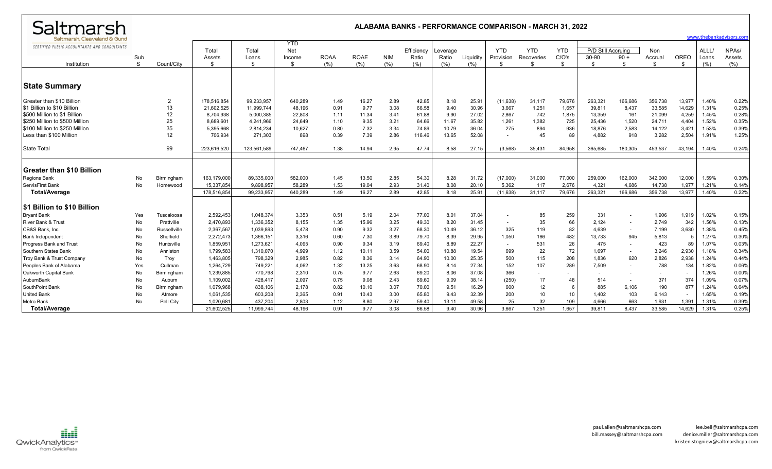# Saltmarsh

Saltmarsh, Cleaveland & Gund

CERTIFIED PUBLIC ACCOUNTANTS AND CONSULTANTS

## ALABAMA BANKS - PERFORMANCE COMPARISON - MARCH 31, 2022

www.thebankadvisors.com

| Institution | Sub S | Count/City | Total Assets $ | Total Loans $ | YTD Net Income $ | ROAA (%) | ROAE (%) | NIM (%) | Efficiency Ratio (%) | Leverage Ratio (%) | Liquidity (%) | YTD Provision $ | YTD Recoveries $ | YTD C/O's $ | P/D Still Accruing 30-90 $ | P/D Still Accruing 90 + $ | Non Accrual $ | OREO $ | ALLL/ Loans (%) | NPAs/ Assets (%) |
|---|---|---|---|---|---|---|---|---|---|---|---|---|---|---|---|---|---|---|---|---|
| **State Summary** | | | | | | | | | | | | | | | | | | | | |
| Greater than $10 Billion | | 2 | 178,516,854 | 99,233,957 | 640,289 | 1.49 | 16.27 | 2.89 | 42.85 | 8.18 | 25.91 | (11,638) | 31,117 | 79,676 | 263,321 | 166,686 | 356,738 | 13,977 | 1.40% | 0.22% |
| $1 Billion to $10 Billion | | 13 | 21,602,525 | 11,999,744 | 48,196 | 0.91 | 9.77 | 3.08 | 66.58 | 9.40 | 30.96 | 3,667 | 1,251 | 1,657 | 39,811 | 8,437 | 33,585 | 14,629 | 1.31% | 0.25% |
| $500 Million to $1 Billion | | 12 | 8,704,938 | 5,000,385 | 22,808 | 1.11 | 11.34 | 3.41 | 61.88 | 9.90 | 27.02 | 2,867 | 742 | 1,875 | 13,359 | 161 | 21,099 | 4,259 | 1.45% | 0.28% |
| $250 Million to $500 Million | | 25 | 8,689,601 | 4,241,966 | 24,649 | 1.10 | 9.35 | 3.21 | 64.66 | 11.67 | 35.82 | 1,261 | 1,382 | 725 | 25,436 | 1,520 | 24,711 | 4,404 | 1.52% | 0.35% |
| $100 Million to $250 Million | | 35 | 5,395,668 | 2,814,234 | 10,627 | 0.80 | 7.32 | 3.34 | 74.89 | 10.79 | 36.04 | 275 | 894 | 936 | 18,876 | 2,583 | 14,122 | 3,421 | 1.53% | 0.39% |
| Less than $100 Million | | 12 | 706,934 | 271,303 | 898 | 0.39 | 7.39 | 2.86 | 116.46 | 13.65 | 52.08 | - | 45 | 89 | 4,882 | 918 | 3,282 | 2,504 | 1.91% | 1.25% |
| State Total | | 99 | 223,616,520 | 123,561,589 | 747,467 | 1.38 | 14.94 | 2.95 | 47.74 | 8.58 | 27.15 | (3,568) | 35,431 | 84,958 | 365,685 | 180,305 | 453,537 | 43,194 | 1.40% | 0.24% |
| **Greater than $10 Billion** | | | | | | | | | | | | | | | | | | | | |
| Regions Bank | No | Birmingham | 163,179,000 | 89,335,000 | 582,000 | 1.45 | 13.50 | 2.85 | 54.30 | 8.28 | 31.72 | (17,000) | 31,000 | 77,000 | 259,000 | 162,000 | 342,000 | 12,000 | 1.59% | 0.30% |
| ServisFirst Bank | No | Homewood | 15,337,854 | 9,898,957 | 58,289 | 1.53 | 19.04 | 2.93 | 31.40 | 8.08 | 20.10 | 5,362 | 117 | 2,676 | 4,321 | 4,686 | 14,738 | 1,977 | 1.21% | 0.14% |
| **Total/Average** | | | 178,516,854 | 99,233,957 | 640,289 | 1.49 | 16.27 | 2.89 | 42.85 | 8.18 | 25.91 | (11,638) | 31,117 | 79,676 | 263,321 | 166,686 | 356,738 | 13,977 | 1.40% | 0.22% |
| **$1 Billion to $10 Billion** | | | | | | | | | | | | | | | | | | | | |
| Bryant Bank | Yes | Tuscaloosa | 2,592,453 | 1,048,374 | 3,353 | 0.51 | 5.19 | 2.04 | 77.00 | 8.01 | 37.04 | - | 85 | 259 | 331 | - | 1,906 | 1,919 | 1.02% | 0.15% |
| River Bank & Trust | No | Prattville | 2,470,893 | 1,336,352 | 8,155 | 1.35 | 15.96 | 3.25 | 49.30 | 8.20 | 31.45 | - | 35 | 66 | 2,124 | - | 2,749 | 342 | 1.56% | 0.13% |
| CB&S Bank, Inc. | No | Russellville | 2,367,567 | 1,039,893 | 5,478 | 0.90 | 9.32 | 3.27 | 68.30 | 10.49 | 36.12 | 325 | 119 | 82 | 4,639 | - | 7,199 | 3,630 | 1.38% | 0.45% |
| Bank Independent | No | Sheffield | 2,272,473 | 1,366,151 | 3,316 | 0.60 | 7.30 | 3.89 | 79.70 | 8.39 | 29.95 | 1,050 | 166 | 482 | 13,733 | 945 | 5,813 | 5 | 1.27% | 0.30% |
| Progress Bank and Trust | No | Huntsville | 1,859,951 | 1,273,621 | 4,095 | 0.90 | 9.34 | 3.19 | 69.40 | 8.89 | 22.27 | - | 531 | 26 | 475 | - | 423 | 89 | 1.07% | 0.03% |
| Southern States Bank | No | Anniston | 1,799,583 | 1,310,070 | 4,999 | 1.12 | 10.11 | 3.59 | 54.00 | 10.88 | 19.54 | 699 | 22 | 72 | 1,697 | - | 3,246 | 2,930 | 1.18% | 0.34% |
| Troy Bank & Trust Company | No | Troy | 1,463,805 | 798,329 | 2,985 | 0.82 | 8.36 | 3.14 | 64.90 | 10.00 | 25.35 | 500 | 115 | 208 | 1,836 | 620 | 2,826 | 2,938 | 1.24% | 0.44% |
| Peoples Bank of Alabama | Yes | Cullman | 1,264,729 | 749,221 | 4,062 | 1.32 | 13.25 | 3.63 | 68.90 | 8.14 | 27.34 | 152 | 107 | 289 | 7,509 | - | 788 | 134 | 1.82% | 0.06% |
| Oakworth Capital Bank | No | Birmingham | 1,239,885 | 770,798 | 2,310 | 0.75 | 9.77 | 2.63 | 69.20 | 8.06 | 37.08 | 366 | - | - | - | - | - | - | 1.26% | 0.00% |
| AuburnBank | No | Auburn | 1,109,002 | 428,417 | 2,097 | 0.75 | 9.08 | 2.43 | 69.60 | 9.09 | 38.14 | (250) | 17 | 48 | 514 | - | 371 | 374 | 1.09% | 0.07% |
| SouthPoint Bank | No | Birmingham | 1,079,968 | 838,106 | 2,178 | 0.82 | 10.10 | 3.07 | 70.00 | 9.51 | 16.29 | 600 | 12 | 6 | 885 | 6,106 | 190 | 877 | 1.24% | 0.64% |
| United Bank | No | Atmore | 1,061,535 | 603,208 | 2,365 | 0.91 | 10.43 | 3.00 | 65.80 | 9.43 | 32.39 | 200 | 10 | 10 | 1,402 | 103 | 6,143 | - | 1.65% | 0.19% |
| Metro Bank | No | Pell City | 1,020,681 | 437,204 | 2,803 | 1.12 | 8.80 | 2.97 | 59.40 | 13.11 | 49.58 | 25 | 32 | 109 | 4,666 | 663 | 1,931 | 1,391 | 1.31% | 0.39% |
| **Total/Average** | | | 21,602,525 | 11,999,744 | 48,196 | 0.91 | 9.77 | 3.08 | 66.58 | 9.40 | 30.96 | 3,667 | 1,251 | 1,657 | 39,811 | 8,437 | 33,585 | 14,629 | 1.31% | 0.25% |

QwickAnalytics from QwickRate

paul.allen@saltmarshcpa.com
bill.massey@saltmarshcpa.com
lee.bell@saltmarshcpa.com
denice.miller@saltmarshcpa.com
kristen.stogniew@saltmarshcpa.com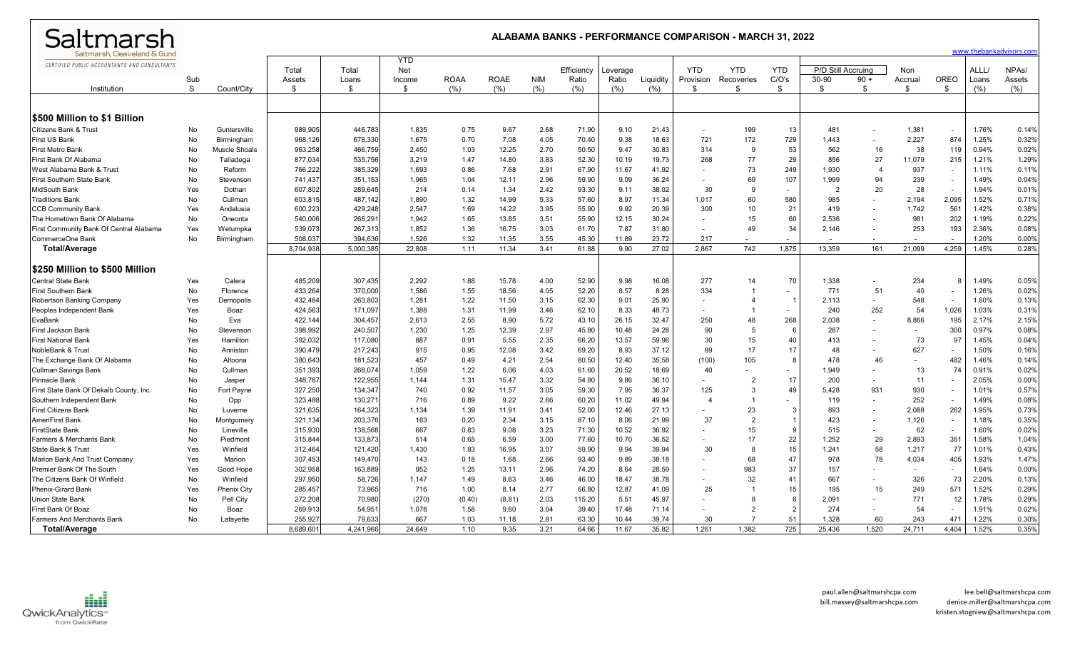# ALABAMA BANKS - PERFORMANCE COMPARISON - MARCH 31, 2022

Saltmarsh
Saltmarsh, Cleaveland & Gund
CERTIFIED PUBLIC ACCOUNTANTS AND CONSULTANTS

www.thebankadvisors.com

| Institution | Sub S | Count/City | Total Assets $ | Total Loans $ | YTD Net Income $ | ROAA (%) | ROAE (%) | NIM (%) | Efficiency Ratio (%) | Leverage Ratio (%) | Liquidity (%) | YTD Provision $ | YTD Recoveries $ | YTD C/O's $ | P/D Still Accruing 30-90 $ | 90 + $ | Non Accrual $ | OREO $ | ALLL/ Loans (%) | NPAs/ Assets (%) |
|---|---|---|---|---|---|---|---|---|---|---|---|---|---|---|---|---|---|---|---|---|
| **$500 Million to $1 Billion** | | | | | | | | | | | | | | | | | | | | |
| Citizens Bank & Trust | No | Guntersville | 989,905 | 446,783 | 1,835 | 0.75 | 9.67 | 2.68 | 71.90 | 9.10 | 21.43 | - | 199 | 13 | 481 | - | 1,381 | - | 1.76% | 0.14% |
| First US Bank | No | Birmingham | 968,126 | 678,330 | 1,675 | 0.70 | 7.08 | 4.05 | 70.40 | 9.38 | 18.63 | 721 | 172 | 729 | 1,443 | - | 2,227 | 874 | 1.25% | 0.32% |
| First Metro Bank | No | Muscle Shoals | 963,258 | 466,759 | 2,450 | 1.03 | 12.25 | 2.70 | 50.50 | 9.47 | 30.83 | 314 | 9 | 53 | 562 | 16 | 38 | 119 | 0.94% | 0.02% |
| First Bank Of Alabama | No | Talladega | 877,034 | 535,756 | 3,219 | 1.47 | 14.80 | 3.83 | 52.30 | 10.19 | 19.73 | 268 | 77 | 29 | 856 | 27 | 11,079 | 215 | 1.21% | 1.29% |
| West Alabama Bank & Trust | No | Reform | 766,222 | 385,329 | 1,693 | 0.86 | 7.68 | 2.91 | 67.90 | 11.67 | 41.92 | - | 73 | 249 | 1,930 | 4 | 937 | - | 1.11% | 0.11% |
| First Southern State Bank | No | Stevenson | 741,437 | 351,153 | 1,965 | 1.04 | 12.11 | 2.96 | 59.90 | 9.09 | 36.24 | - | 69 | 107 | 1,999 | 94 | 239 | - | 1.49% | 0.04% |
| MidSouth Bank | Yes | Dothan | 607,802 | 289,645 | 214 | 0.14 | 1.34 | 2.42 | 93.30 | 9.11 | 38.02 | 30 | 9 | - | 2 | 20 | 28 | - | 1.94% | 0.01% |
| Traditions Bank | No | Cullman | 603,815 | 487,142 | 1,890 | 1.32 | 14.99 | 5.33 | 57.60 | 8.97 | 11.34 | 1,017 | 60 | 580 | 985 | - | 2,194 | 2,095 | 1.52% | 0.71% |
| CCB Community Bank | Yes | Andalusia | 600,223 | 429,248 | 2,547 | 1.69 | 14.22 | 3.95 | 55.90 | 9.92 | 20.39 | 300 | 10 | 21 | 419 | - | 1,742 | 561 | 1.42% | 0.38% |
| The Hometown Bank Of Alabama | No | Oneonta | 540,006 | 268,291 | 1,942 | 1.65 | 13.85 | 3.51 | 55.90 | 12.15 | 30.24 | - | 15 | 60 | 2,536 | - | 981 | 202 | 1.19% | 0.22% |
| First Community Bank Of Central Alabama | Yes | Wetumpka | 539,073 | 267,313 | 1,852 | 1.36 | 16.75 | 3.03 | 61.70 | 7.87 | 31.80 | - | 49 | 34 | 2,146 | - | 253 | 193 | 2.36% | 0.08% |
| CommerceOne Bank | No | Birmingham | 508,037 | 394,636 | 1,526 | 1.32 | 11.35 | 3.55 | 45.30 | 11.89 | 23.72 | 217 | - | - | - | - | - | - | 1.20% | 0.00% |
| **Total/Average** | | | 8,704,938 | 5,000,385 | 22,808 | 1.11 | 11.34 | 3.41 | 61.88 | 9.90 | 27.02 | 2,867 | 742 | 1,875 | 13,359 | 161 | 21,099 | 4,259 | 1.45% | 0.28% |
| **$250 Million to $500 Million** | | | | | | | | | | | | | | | | | | | | |
| Central State Bank | Yes | Calera | 485,209 | 307,435 | 2,292 | 1.88 | 15.78 | 4.00 | 52.90 | 9.98 | 16.08 | 277 | 14 | 70 | 1,338 | - | 234 | 8 | 1.49% | 0.05% |
| First Southern Bank | No | Florence | 433,264 | 370,000 | 1,586 | 1.55 | 18.56 | 4.05 | 52.20 | 8.57 | 8.28 | 334 | 1 | - | 771 | 51 | 40 | - | 1.26% | 0.02% |
| Robertson Banking Company | Yes | Demopolis | 432,484 | 263,803 | 1,281 | 1.22 | 11.50 | 3.15 | 62.30 | 9.01 | 25.90 | - | 4 | 1 | 2,113 | - | 548 | - | 1.60% | 0.13% |
| Peoples Independent Bank | Yes | Boaz | 424,563 | 171,097 | 1,388 | 1.31 | 11.99 | 3.46 | 62.10 | 8.33 | 48.73 | - | 1 | - | 240 | 252 | 54 | 1,026 | 1.03% | 0.31% |
| EvaBank | No | Eva | 422,144 | 304,457 | 2,613 | 2.55 | 8.90 | 5.72 | 43.10 | 26.15 | 32.47 | 250 | 48 | 268 | 2,038 | - | 8,866 | 195 | 2.17% | 2.15% |
| First Jackson Bank | No | Stevenson | 398,992 | 240,507 | 1,230 | 1.25 | 12.39 | 2.97 | 45.80 | 10.48 | 24.28 | 90 | 5 | 6 | 287 | - | - | 300 | 0.97% | 0.08% |
| First National Bank | Yes | Hamilton | 392,032 | 117,080 | 887 | 0.91 | 5.55 | 2.35 | 66.20 | 13.57 | 59.96 | 30 | 15 | 40 | 413 | - | 73 | 97 | 1.45% | 0.04% |
| NobleBank & Trust | No | Anniston | 390,479 | 217,243 | 915 | 0.95 | 12.08 | 3.42 | 69.20 | 8.93 | 37.12 | 89 | 17 | 17 | 48 | - | 627 | - | 1.50% | 0.16% |
| The Exchange Bank Of Alabama | No | Altoona | 380,643 | 181,523 | 457 | 0.49 | 4.21 | 2.54 | 80.50 | 12.40 | 35.58 | (100) | 105 | 8 | 478 | 46 | - | 482 | 1.46% | 0.14% |
| Cullman Savings Bank | No | Cullman | 351,393 | 268,074 | 1,059 | 1.22 | 6.06 | 4.03 | 61.60 | 20.52 | 18.69 | 40 | - | - | 1,949 | - | 13 | 74 | 0.91% | 0.02% |
| Pinnacle Bank | No | Jasper | 348,787 | 122,955 | 1,144 | 1.31 | 15.47 | 3.32 | 54.80 | 9.86 | 36.10 | - | 2 | 17 | 200 | - | 11 | - | 2.05% | 0.00% |
| First State Bank Of Dekalb County, Inc. | No | Fort Payne | 327,250 | 134,347 | 740 | 0.92 | 11.57 | 3.05 | 59.30 | 7.95 | 36.37 | 125 | 3 | 49 | 5,428 | 931 | 930 | - | 1.01% | 0.57% |
| Southern Independent Bank | No | Opp | 323,488 | 130,271 | 716 | 0.89 | 9.22 | 2.66 | 60.20 | 11.02 | 49.94 | 4 | 1 | - | 119 | - | 252 | - | 1.49% | 0.08% |
| First Citizens Bank | No | Luverne | 321,635 | 164,323 | 1,134 | 1.39 | 11.91 | 3.41 | 52.00 | 12.46 | 27.13 | - | 23 | 3 | 893 | - | 2,088 | 262 | 1.95% | 0.73% |
| AmeriFirst Bank | No | Montgomery | 321,134 | 203,376 | 163 | 0.20 | 2.34 | 3.15 | 87.10 | 8.06 | 21.99 | 37 | 2 | 1 | 423 | - | 1,126 | - | 1.18% | 0.35% |
| FirstState Bank | No | Lineville | 315,930 | 138,568 | 667 | 0.83 | 9.08 | 3.23 | 71.30 | 10.52 | 36.92 | - | 15 | 9 | 515 | - | 62 | - | 1.60% | 0.02% |
| Farmers & Merchants Bank | No | Piedmont | 315,844 | 133,873 | 514 | 0.65 | 6.59 | 3.00 | 77.60 | 10.70 | 36.52 | - | 17 | 22 | 1,252 | 29 | 2,893 | 351 | 1.58% | 1.04% |
| State Bank & Trust | Yes | Winfield | 312,464 | 121,420 | 1,430 | 1.83 | 16.95 | 3.07 | 59.90 | 9.94 | 39.94 | 30 | 8 | 15 | 1,241 | 58 | 1,217 | 77 | 1.01% | 0.43% |
| Marion Bank And Trust Company | Yes | Marion | 307,453 | 149,470 | 143 | 0.18 | 1.68 | 2.66 | 93.40 | 9.89 | 38.18 | - | 68 | 47 | 978 | 78 | 4,034 | 405 | 1.93% | 1.47% |
| Premier Bank Of The South | Yes | Good Hope | 302,958 | 163,889 | 952 | 1.25 | 13.11 | 2.96 | 74.20 | 8.64 | 28.59 | - | 983 | 37 | 157 | - | - | - | 1.64% | 0.00% |
| The Citizens Bank Of Winfield | No | Winfield | 297,950 | 58,726 | 1,147 | 1.49 | 8.63 | 3.46 | 46.00 | 18.47 | 38.78 | - | 32 | 41 | 667 | - | 326 | 73 | 2.20% | 0.13% |
| Phenix-Girard Bank | Yes | Phenix City | 285,457 | 73,965 | 716 | 1.00 | 8.14 | 2.77 | 66.80 | 12.87 | 41.09 | 25 | 1 | 15 | 195 | 15 | 249 | 571 | 1.52% | 0.29% |
| Union State Bank | No | Pell City | 272,208 | 70,980 | (270) | (0.40) | (8.81) | 2.03 | 115.20 | 5.51 | 45.97 | - | 8 | 6 | 2,091 | - | 771 | 12 | 1.78% | 0.29% |
| First Bank Of Boaz | No | Boaz | 269,913 | 54,951 | 1,078 | 1.58 | 9.60 | 3.04 | 39.40 | 17.48 | 71.14 | - | 2 | 2 | 274 | - | 54 | - | 1.91% | 0.02% |
| Farmers And Merchants Bank | No | Lafayette | 255,927 | 79,633 | 667 | 1.03 | 11.18 | 2.81 | 63.30 | 10.44 | 39.74 | 30 | 7 | 51 | 1,328 | 60 | 243 | 471 | 1.22% | 0.30% |
| **Total/Average** | | | 8,689,601 | 4,241,966 | 24,649 | 1.10 | 9.35 | 3.21 | 64.66 | 11.67 | 35.82 | 1,261 | 1,382 | 725 | 25,436 | 1,520 | 24,711 | 4,404 | 1.52% | 0.35% |

QwickAnalytics from QwickRate

paul.allen@saltmarshcpa.com
bill.massey@saltmarshcpa.com

lee.bell@saltmarshcpa.com
denice.miller@saltmarshcpa.com
kristen.stogniew@saltmarshcpa.com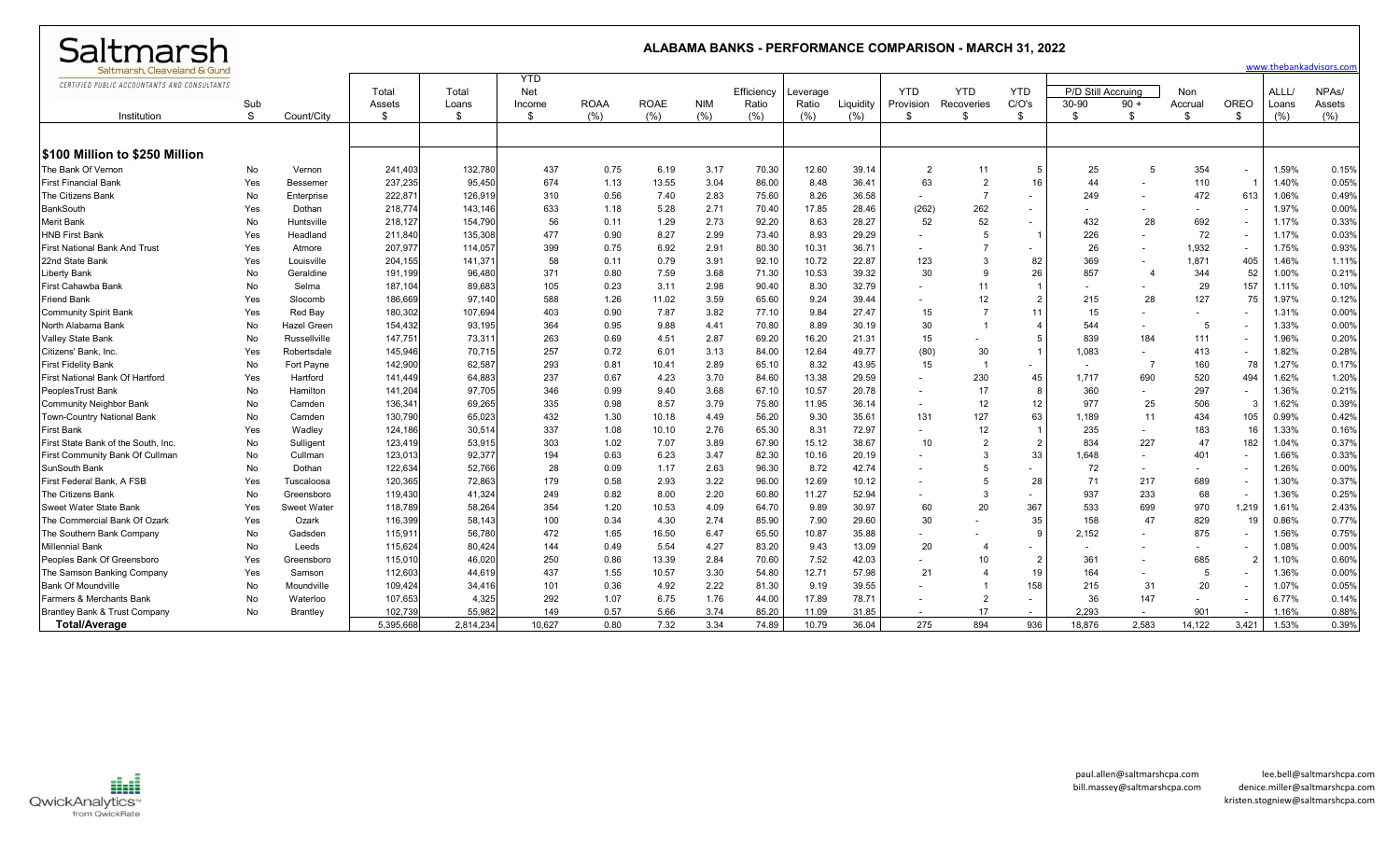# Saltmarsh

Saltmarsh, Cleaveland & Gund

CERTIFIED PUBLIC ACCOUNTANTS AND CONSULTANTS

## ALABAMA BANKS - PERFORMANCE COMPARISON - MARCH 31, 2022

www.thebankadvisors.com

| Institution | Sub S | Count/City | Total Assets $ | Total Loans $ | YTD Net Income $ | ROAA (%) | ROAE (%) | NIM (%) | Efficiency Ratio (%) | Leverage Ratio (%) | Liquidity (%) | YTD Provision $ | YTD Recoveries $ | YTD C/O's $ | P/D Still Accruing 30-90 $ | 90 + $ | Non Accrual $ | OREO $ | ALLL/ Loans (%) | NPAs/ Assets (%) |
|---|---|---|---|---|---|---|---|---|---|---|---|---|---|---|---|---|---|---|---|---|
| **$100 Million to $250 Million** | | | | | | | | | | | | | | | | | | | | |
| The Bank Of Vernon | No | Vernon | 241,403 | 132,780 | 437 | 0.75 | 6.19 | 3.17 | 70.30 | 12.60 | 39.14 | 2 | 11 | 5 | 25 | 5 | 354 | - | 1.59% | 0.15% |
| First Financial Bank | Yes | Bessemer | 237,235 | 95,450 | 674 | 1.13 | 13.55 | 3.04 | 86.00 | 8.48 | 36.41 | 63 | 2 | 16 | 44 | - | 110 | 1 | 1.40% | 0.05% |
| The Citizens Bank | No | Enterprise | 222,871 | 126,919 | 310 | 0.56 | 7.40 | 2.83 | 75.60 | 8.26 | 36.58 | - | 7 | - | 249 | - | 472 | 613 | 1.06% | 0.49% |
| BankSouth | Yes | Dothan | 218,774 | 143,146 | 633 | 1.18 | 5.28 | 2.71 | 70.40 | 17.85 | 28.46 | (262) | 262 | - | - | - | - | - | 1.97% | 0.00% |
| Merit Bank | No | Huntsville | 218,127 | 154,790 | 56 | 0.11 | 1.29 | 2.73 | 92.20 | 8.63 | 28.27 | 52 | 52 | - | 432 | 28 | 692 | - | 1.17% | 0.33% |
| HNB First Bank | Yes | Headland | 211,840 | 135,308 | 477 | 0.90 | 8.27 | 2.99 | 73.40 | 8.93 | 29.29 | - | 5 | 1 | 226 | - | 72 | - | 1.17% | 0.03% |
| First National Bank And Trust | Yes | Atmore | 207,977 | 114,057 | 399 | 0.75 | 6.92 | 2.91 | 80.30 | 10.31 | 36.71 | - | 7 | - | 26 | - | 1,932 | - | 1.75% | 0.93% |
| 22nd State Bank | Yes | Louisville | 204,155 | 141,371 | 58 | 0.11 | 0.79 | 3.91 | 92.10 | 10.72 | 22.87 | 123 | 3 | 82 | 369 | - | 1,871 | 405 | 1.46% | 1.11% |
| Liberty Bank | No | Geraldine | 191,199 | 96,480 | 371 | 0.80 | 7.59 | 3.68 | 71.30 | 10.53 | 39.32 | 30 | 9 | 26 | 857 | 4 | 344 | 52 | 1.00% | 0.21% |
| First Cahawba Bank | No | Selma | 187,104 | 89,683 | 105 | 0.23 | 3.11 | 2.98 | 90.40 | 8.30 | 32.79 | - | 11 | 1 | - | - | 29 | 157 | 1.11% | 0.10% |
| Friend Bank | Yes | Slocomb | 186,669 | 97,140 | 588 | 1.26 | 11.02 | 3.59 | 65.60 | 9.24 | 39.44 | - | 12 | 2 | 215 | 28 | 127 | 75 | 1.97% | 0.12% |
| Community Spirit Bank | Yes | Red Bay | 180,302 | 107,694 | 403 | 0.90 | 7.87 | 3.82 | 77.10 | 9.84 | 27.47 | 15 | 7 | 11 | 15 | - | - | - | 1.31% | 0.00% |
| North Alabama Bank | No | Hazel Green | 154,432 | 93,195 | 364 | 0.95 | 9.88 | 4.41 | 70.80 | 8.89 | 30.19 | 30 | 1 | 4 | 544 | - | 5 | - | 1.33% | 0.00% |
| Valley State Bank | No | Russellville | 147,751 | 73,311 | 263 | 0.69 | 4.51 | 2.87 | 69.20 | 16.20 | 21.31 | 15 | - | 5 | 839 | 184 | 111 | - | 1.96% | 0.20% |
| Citizens' Bank, Inc. | Yes | Robertsdale | 145,946 | 70,715 | 257 | 0.72 | 6.01 | 3.13 | 84.00 | 12.64 | 49.77 | (80) | 30 | 1 | 1,083 | - | 413 | - | 1.82% | 0.28% |
| First Fidelity Bank | No | Fort Payne | 142,900 | 62,587 | 293 | 0.81 | 10.41 | 2.89 | 65.10 | 8.32 | 43.95 | 15 | 1 | - | - | 7 | 160 | 78 | 1.27% | 0.17% |
| First National Bank Of Hartford | Yes | Hartford | 141,449 | 64,883 | 237 | 0.67 | 4.23 | 3.70 | 84.60 | 13.38 | 29.59 | - | 230 | 45 | 1,717 | 690 | 520 | 494 | 1.62% | 1.20% |
| PeoplesTrust Bank | No | Hamilton | 141,204 | 97,705 | 346 | 0.99 | 9.40 | 3.68 | 67.10 | 10.57 | 20.78 | - | 17 | 8 | 360 | - | 297 | - | 1.36% | 0.21% |
| Community Neighbor Bank | No | Camden | 136,341 | 69,265 | 335 | 0.98 | 8.57 | 3.79 | 75.80 | 11.95 | 36.14 | - | 12 | 12 | 977 | 25 | 506 | 3 | 1.62% | 0.39% |
| Town-Country National Bank | No | Camden | 130,790 | 65,023 | 432 | 1.30 | 10.18 | 4.49 | 56.20 | 9.30 | 35.61 | 131 | 127 | 63 | 1,189 | 11 | 434 | 105 | 0.99% | 0.42% |
| First Bank | Yes | Wadley | 124,186 | 30,514 | 337 | 1.08 | 10.10 | 2.76 | 65.30 | 8.31 | 72.97 | - | 12 | 1 | 235 | - | 183 | 16 | 1.33% | 0.16% |
| First State Bank of the South, Inc. | No | Sulligent | 123,419 | 53,915 | 303 | 1.02 | 7.07 | 3.89 | 67.90 | 15.12 | 38.67 | 10 | 2 | 2 | 834 | 227 | 47 | 182 | 1.04% | 0.37% |
| First Community Bank Of Cullman | No | Cullman | 123,013 | 92,377 | 194 | 0.63 | 6.23 | 3.47 | 82.30 | 10.16 | 20.19 | - | 3 | 33 | 1,648 | - | 401 | - | 1.66% | 0.33% |
| SunSouth Bank | No | Dothan | 122,634 | 52,766 | 28 | 0.09 | 1.17 | 2.63 | 96.30 | 8.72 | 42.74 | - | 5 | - | 72 | - | - | - | 1.26% | 0.00% |
| First Federal Bank, A FSB | Yes | Tuscaloosa | 120,365 | 72,863 | 179 | 0.58 | 2.93 | 3.22 | 96.00 | 12.69 | 10.12 | - | 5 | 28 | 71 | 217 | 689 | - | 1.30% | 0.37% |
| The Citizens Bank | No | Greensboro | 119,430 | 41,324 | 249 | 0.82 | 8.00 | 2.20 | 60.80 | 11.27 | 52.94 | - | 3 | - | 937 | 233 | 68 | - | 1.36% | 0.25% |
| Sweet Water State Bank | Yes | Sweet Water | 118,789 | 58,264 | 354 | 1.20 | 10.53 | 4.09 | 64.70 | 9.89 | 30.97 | 60 | 20 | 367 | 533 | 699 | 970 | 1,219 | 1.61% | 2.43% |
| The Commercial Bank Of Ozark | Yes | Ozark | 116,399 | 58,143 | 100 | 0.34 | 4.30 | 2.74 | 85.90 | 7.90 | 29.60 | 30 | - | 35 | 158 | 47 | 829 | 19 | 0.86% | 0.77% |
| The Southern Bank Company | No | Gadsden | 115,911 | 56,780 | 472 | 1.65 | 16.50 | 6.47 | 65.50 | 10.87 | 35.88 | - | - | 9 | 2,152 | - | 875 | - | 1.56% | 0.75% |
| Millennial Bank | No | Leeds | 115,624 | 80,424 | 144 | 0.49 | 5.54 | 4.27 | 83.20 | 9.43 | 13.09 | 20 | 4 | - | - | - | - | - | 1.08% | 0.00% |
| Peoples Bank Of Greensboro | Yes | Greensboro | 115,010 | 46,020 | 250 | 0.86 | 13.39 | 2.84 | 70.60 | 7.52 | 42.03 | - | 10 | 2 | 361 | - | 685 | 2 | 1.10% | 0.60% |
| The Samson Banking Company | Yes | Samson | 112,603 | 44,619 | 437 | 1.55 | 10.57 | 3.30 | 54.80 | 12.71 | 57.98 | 21 | 4 | 19 | 164 | - | 5 | - | 1.36% | 0.00% |
| Bank Of Moundville | No | Moundville | 109,424 | 34,416 | 101 | 0.36 | 4.92 | 2.22 | 81.30 | 9.19 | 39.55 | - | 1 | 158 | 215 | 31 | 20 | - | 1.07% | 0.05% |
| Farmers & Merchants Bank | No | Waterloo | 107,653 | 4,325 | 292 | 1.07 | 6.75 | 1.76 | 44.00 | 17.89 | 78.71 | - | 2 | - | 36 | 147 | - | - | 6.77% | 0.14% |
| Brantley Bank & Trust Company | No | Brantley | 102,739 | 55,982 | 149 | 0.57 | 5.66 | 3.74 | 85.20 | 11.09 | 31.85 | - | 17 | - | 2,293 | - | 901 | - | 1.16% | 0.88% |
| **Total/Average** | | | 5,395,668 | 2,814,234 | 10,627 | 0.80 | 7.32 | 3.34 | 74.89 | 10.79 | 36.04 | 275 | 894 | 936 | 18,876 | 2,583 | 14,122 | 3,421 | 1.53% | 0.39% |

QwickAnalytics from QwickRate

paul.allen@saltmarshcpa.com
bill.massey@saltmarshcpa.com

lee.bell@saltmarshcpa.com
denice.miller@saltmarshcpa.com
kristen.stogniew@saltmarshcpa.com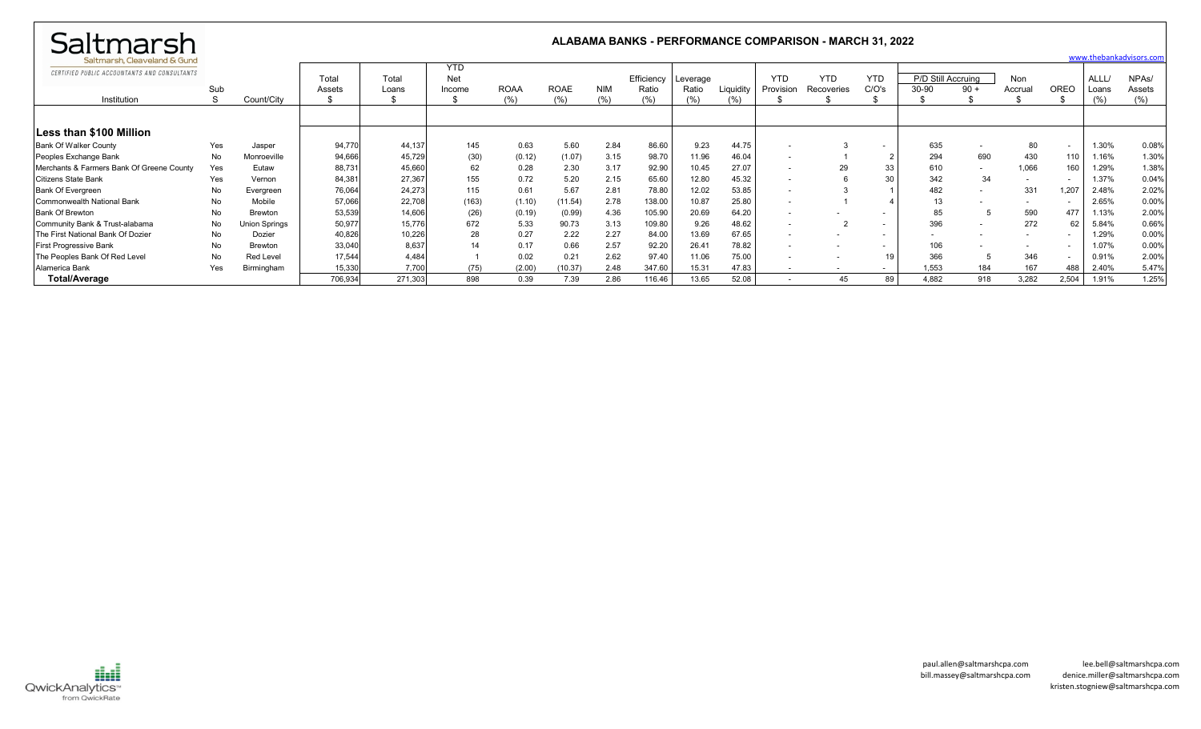# Saltmarsh

Saltmarsh, Cleaveland & Gund

CERTIFIED PUBLIC ACCOUNTANTS AND CONSULTANTS

## ALABAMA BANKS - PERFORMANCE COMPARISON - MARCH 31, 2022

www.thebankadvisors.com

| Institution | Sub S | Count/City | Total Assets $ | Total Loans $ | YTD Net Income $ | ROAA (%) | ROAE (%) | NIM (%) | Efficiency Ratio (%) | Leverage Ratio (%) | Liquidity (%) | YTD Provision $ | YTD Recoveries $ | YTD C/O's $ | P/D Still Accruing 30-90 $ | P/D Still Accruing 90 + $ | Non Accrual $ | OREO $ | ALLL/ Loans (%) | NPAs/ Assets (%) |
|---|---|---|---|---|---|---|---|---|---|---|---|---|---|---|---|---|---|---|---|---|
| **Less than $100 Million** | | | | | | | | | | | | | | | | | | | | |
| Bank Of Walker County | Yes | Jasper | 94,770 | 44,137 | 145 | 0.63 | 5.60 | 2.84 | 86.60 | 9.23 | 44.75 | - | 3 | - | 635 | - | 80 | - | 1.30% | 0.08% |
| Peoples Exchange Bank | No | Monroeville | 94,666 | 45,729 | (30) | (0.12) | (1.07) | 3.15 | 98.70 | 11.96 | 46.04 | - | 1 | 2 | 294 | 690 | 430 | 110 | 1.16% | 1.30% |
| Merchants & Farmers Bank Of Greene County | Yes | Eutaw | 88,731 | 45,660 | 62 | 0.28 | 2.30 | 3.17 | 92.90 | 10.45 | 27.07 | - | 29 | 33 | 610 | - | 1,066 | 160 | 1.29% | 1.38% |
| Citizens State Bank | Yes | Vernon | 84,381 | 27,367 | 155 | 0.72 | 5.20 | 2.15 | 65.60 | 12.80 | 45.32 | - | 6 | 30 | 342 | 34 | - | - | 1.37% | 0.04% |
| Bank Of Evergreen | No | Evergreen | 76,064 | 24,273 | 115 | 0.61 | 5.67 | 2.81 | 78.80 | 12.02 | 53.85 | - | 3 | 1 | 482 | - | 331 | 1,207 | 2.48% | 2.02% |
| Commonwealth National Bank | No | Mobile | 57,066 | 22,708 | (163) | (1.10) | (11.54) | 2.78 | 138.00 | 10.87 | 25.80 | - | 1 | 4 | 13 | - | - | - | 2.65% | 0.00% |
| Bank Of Brewton | No | Brewton | 53,539 | 14,606 | (26) | (0.19) | (0.99) | 4.36 | 105.90 | 20.69 | 64.20 | - | - | - | 85 | 5 | 590 | 477 | 1.13% | 2.00% |
| Community Bank & Trust-alabama | No | Union Springs | 50,977 | 15,776 | 672 | 5.33 | 90.73 | 3.13 | 109.80 | 9.26 | 48.62 | - | 2 | - | 396 | - | 272 | 62 | 5.84% | 0.66% |
| The First National Bank Of Dozier | No | Dozier | 40,826 | 10,226 | 28 | 0.27 | 2.22 | 2.27 | 84.00 | 13.69 | 67.65 | - | - | - | - | - | - | - | 1.29% | 0.00% |
| First Progressive Bank | No | Brewton | 33,040 | 8,637 | 14 | 0.17 | 0.66 | 2.57 | 92.20 | 26.41 | 78.82 | - | - | - | 106 | - | - | - | 1.07% | 0.00% |
| The Peoples Bank Of Red Level | No | Red Level | 17,544 | 4,484 | 1 | 0.02 | 0.21 | 2.62 | 97.40 | 11.06 | 75.00 | - | - | 19 | 366 | 5 | 346 | - | 0.91% | 2.00% |
| Alamerica Bank | Yes | Birmingham | 15,330 | 7,700 | (75) | (2.00) | (10.37) | 2.48 | 347.60 | 15.31 | 47.83 | - | - | - | 1,553 | 184 | 167 | 488 | 2.40% | 5.47% |
| **Total/Average** | | | 706,934 | 271,303 | 898 | 0.39 | 7.39 | 2.86 | 116.46 | 13.65 | 52.08 | - | 45 | 89 | 4,882 | 918 | 3,282 | 2,504 | 1.91% | 1.25% |

QwickAnalytics from QwickRate

paul.allen@saltmarshcpa.com
bill.massey@saltmarshcpa.com

lee.bell@saltmarshcpa.com
denice.miller@saltmarshcpa.com
kristen.stogniew@saltmarshcpa.com